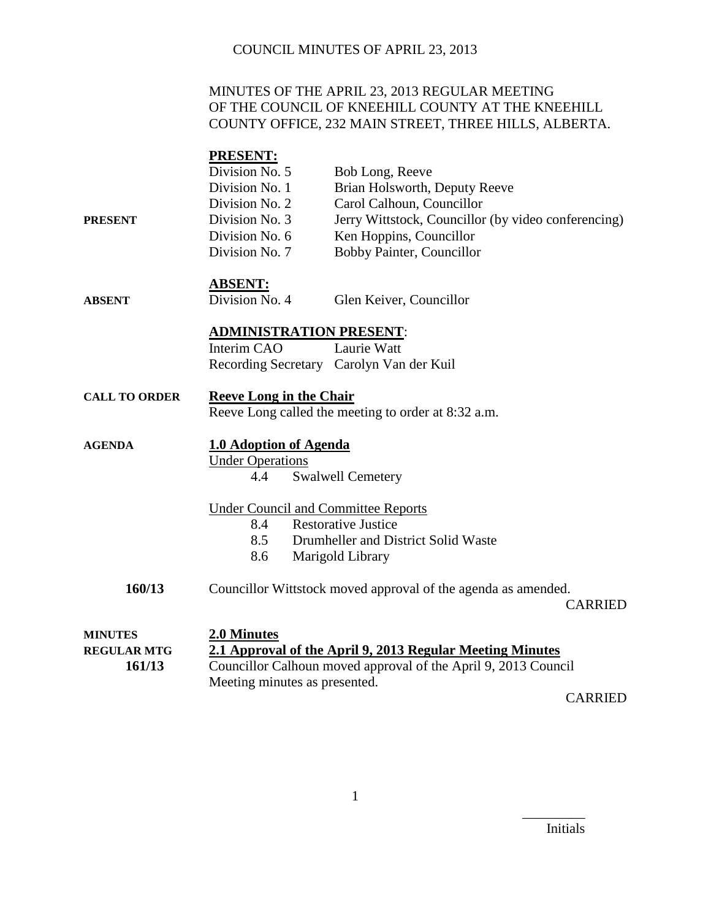MINUTES OF THE APRIL 23, 2013 REGULAR MEETING OF THE COUNCIL OF KNEEHILL COUNTY AT THE KNEEHILL COUNTY OFFICE, 232 MAIN STREET, THREE HILLS, ALBERTA.

**PRESENT:**

**PRESENT**

| | |
|---|---|
| Division No. 5 | Bob Long, Reeve |
| Division No. 1 | Brian Holsworth, Deputy Reeve |
| Division No. 2 | Carol Calhoun, Councillor |
| Division No. 3 | Jerry Wittstock, Councillor (by video conferencing) |
| Division No. 6 | Ken Hoppins, Councillor |
| Division No. 7 | Bobby Painter, Councillor |

**ABSENT:**

**ABSENT**

| | |
|---|---|
| Division No. 4 | Glen Keiver, Councillor |

**ADMINISTRATION PRESENT:**

| | |
|---|---|
| Interim CAO | Laurie Watt |
| Recording Secretary | Carolyn Van der Kuil |

**CALL TO ORDER**

**Reeve Long in the Chair**

Reeve Long called the meeting to order at 8:32 a.m.

**AGENDA**

**1.0 Adoption of Agenda**

Under Operations

- 4.4 Swalwell Cemetery

Under Council and Committee Reports

- 8.4 Restorative Justice
- 8.5 Drumheller and District Solid Waste
- 8.6 Marigold Library

**160/13**

Councillor Wittstock moved approval of the agenda as amended.

CARRIED

**MINUTES**
**REGULAR MTG**

**2.0 Minutes**

**2.1 Approval of the April 9, 2013 Regular Meeting Minutes**

**161/13**

Councillor Calhoun moved approval of the April 9, 2013 Council Meeting minutes as presented.

CARRIED

Initials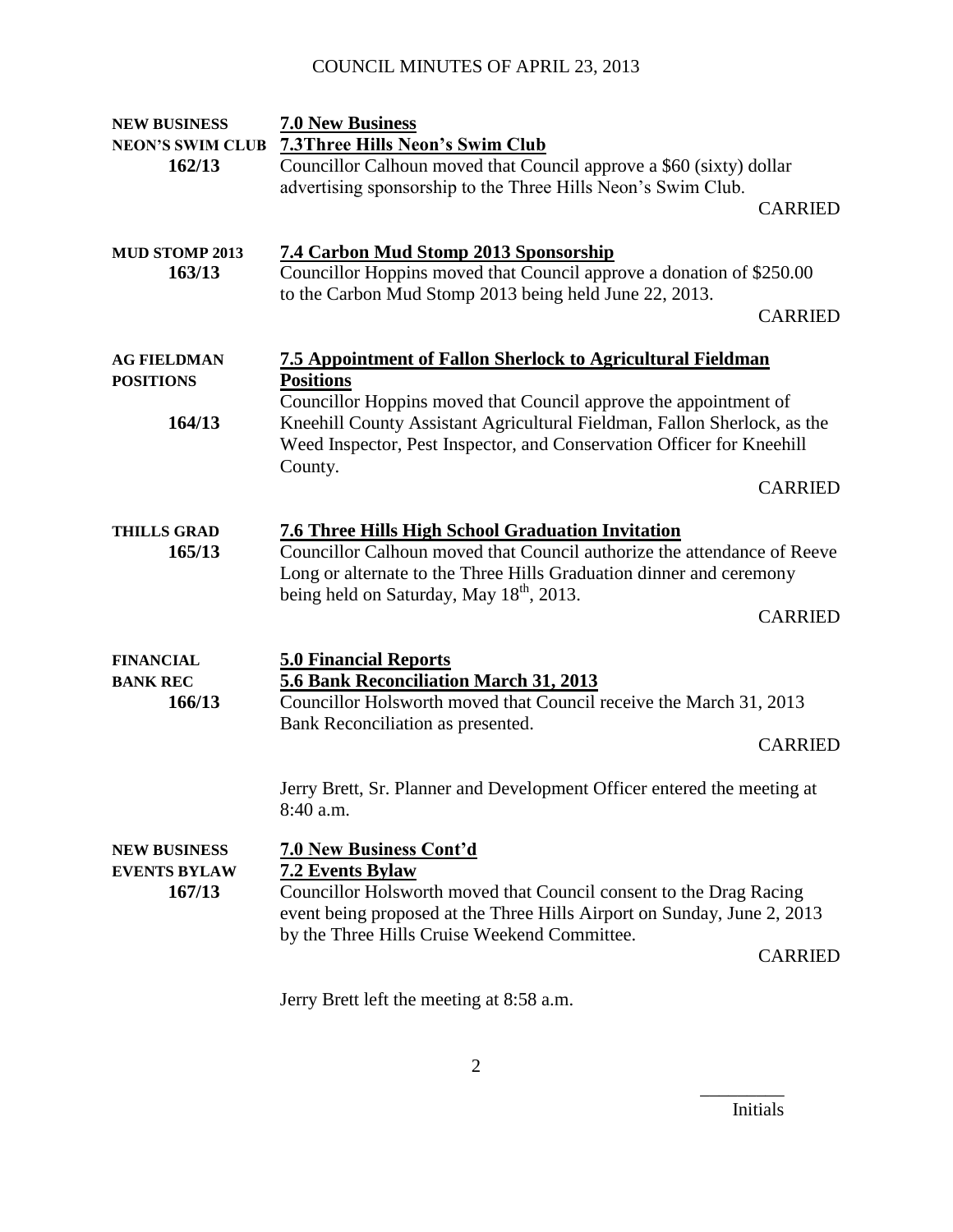# COUNCIL MINUTES OF APRIL 23, 2013

**NEW BUSINESS**
**NEON'S SWIM CLUB**
**162/13**

**7.0 New Business**

**7.3Three Hills Neon's Swim Club**

Councillor Calhoun moved that Council approve a $60 (sixty) dollar advertising sponsorship to the Three Hills Neon's Swim Club.

CARRIED

**MUD STOMP 2013**
**163/13**

**7.4 Carbon Mud Stomp 2013 Sponsorship**

Councillor Hoppins moved that Council approve a donation of $250.00 to the Carbon Mud Stomp 2013 being held June 22, 2013.

CARRIED

**AG FIELDMAN POSITIONS**
**164/13**

**7.5 Appointment of Fallon Sherlock to Agricultural Fieldman Positions**

Councillor Hoppins moved that Council approve the appointment of Kneehill County Assistant Agricultural Fieldman, Fallon Sherlock, as the Weed Inspector, Pest Inspector, and Conservation Officer for Kneehill County.

CARRIED

**THILLS GRAD**
**165/13**

**7.6 Three Hills High School Graduation Invitation**

Councillor Calhoun moved that Council authorize the attendance of Reeve Long or alternate to the Three Hills Graduation dinner and ceremony being held on Saturday, May 18th, 2013.

CARRIED

**FINANCIAL**
**BANK REC**
**166/13**

**5.0 Financial Reports**

**5.6 Bank Reconciliation March 31, 2013**

Councillor Holsworth moved that Council receive the March 31, 2013 Bank Reconciliation as presented.

CARRIED

Jerry Brett, Sr. Planner and Development Officer entered the meeting at 8:40 a.m.

**NEW BUSINESS**
**EVENTS BYLAW**
**167/13**

**7.0 New Business Cont'd**

**7.2 Events Bylaw**

Councillor Holsworth moved that Council consent to the Drag Racing event being proposed at the Three Hills Airport on Sunday, June 2, 2013 by the Three Hills Cruise Weekend Committee.

CARRIED

Jerry Brett left the meeting at 8:58 a.m.

_________
Initials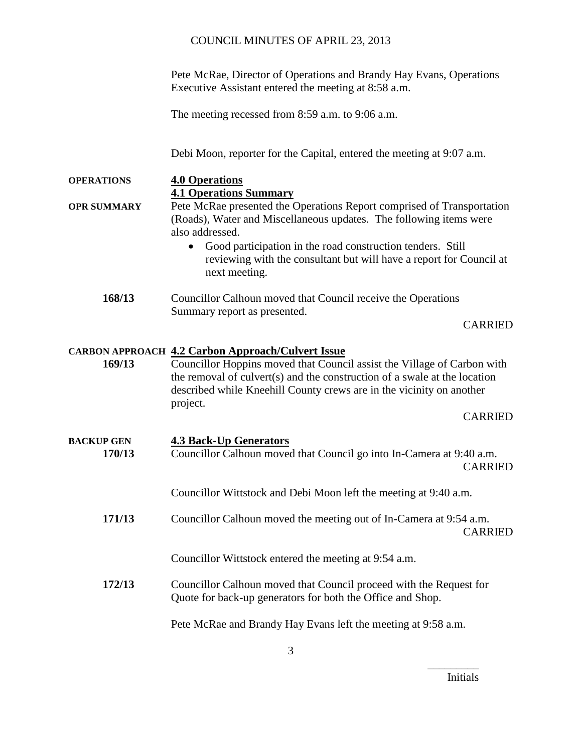Pete McRae, Director of Operations and Brandy Hay Evans, Operations Executive Assistant entered the meeting at 8:58 a.m.

The meeting recessed from 8:59 a.m. to 9:06 a.m.

Debi Moon, reporter for the Capital, entered the meeting at 9:07 a.m.

**OPERATIONS**

## 4.0 Operations

### 4.1 Operations Summary

**OPR SUMMARY**

Pete McRae presented the Operations Report comprised of Transportation (Roads), Water and Miscellaneous updates. The following items were also addressed.

- Good participation in the road construction tenders. Still reviewing with the consultant but will have a report for Council at next meeting.

**168/13** Councillor Calhoun moved that Council receive the Operations Summary report as presented.

CARRIED

**CARBON APPROACH**

### 4.2 Carbon Approach/Culvert Issue

**169/13** Councillor Hoppins moved that Council assist the Village of Carbon with the removal of culvert(s) and the construction of a swale at the location described while Kneehill County crews are in the vicinity on another project.

CARRIED

**BACKUP GEN**

### 4.3 Back-Up Generators

**170/13** Councillor Calhoun moved that Council go into In-Camera at 9:40 a.m.

CARRIED

Councillor Wittstock and Debi Moon left the meeting at 9:40 a.m.

**171/13** Councillor Calhoun moved the meeting out of In-Camera at 9:54 a.m.

CARRIED

Councillor Wittstock entered the meeting at 9:54 a.m.

**172/13** Councillor Calhoun moved that Council proceed with the Request for Quote for back-up generators for both the Office and Shop.

Pete McRae and Brandy Hay Evans left the meeting at 9:58 a.m.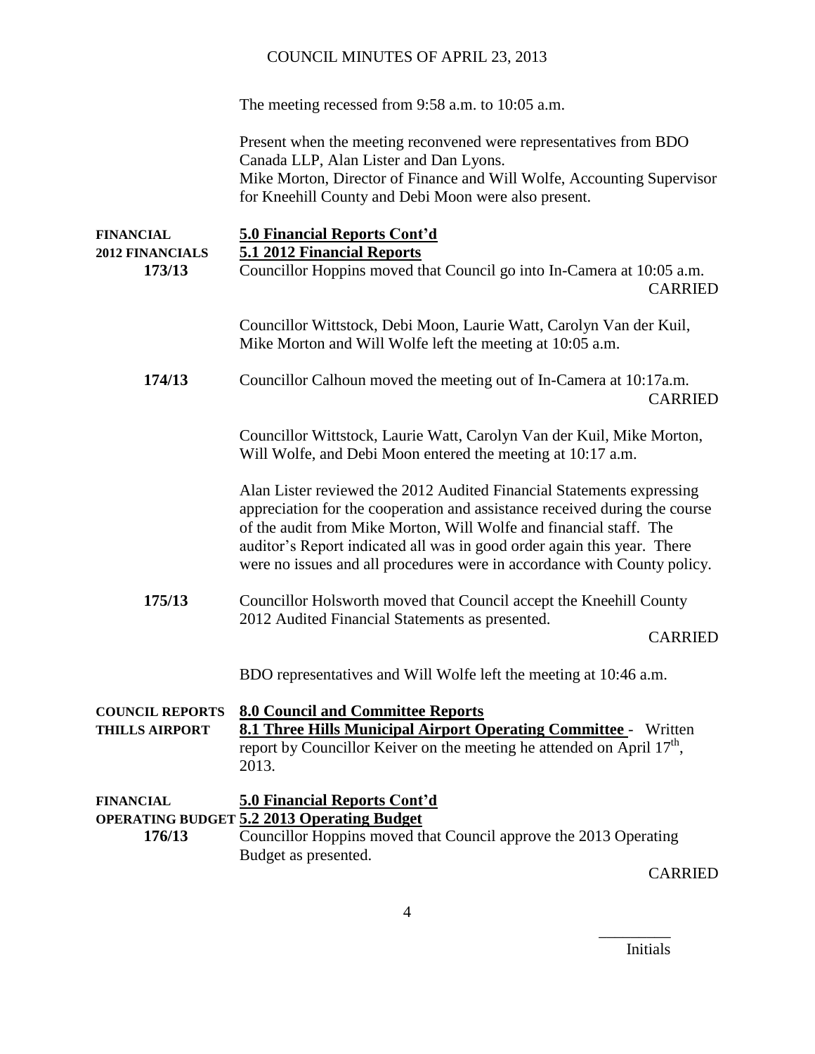The meeting recessed from 9:58 a.m. to 10:05 a.m.

Present when the meeting reconvened were representatives from BDO Canada LLP, Alan Lister and Dan Lyons.
Mike Morton, Director of Finance and Will Wolfe, Accounting Supervisor for Kneehill County and Debi Moon were also present.

**FINANCIAL** **5.0 Financial Reports Cont'd**

**2012 FINANCIALS** **5.1 2012 Financial Reports**

**173/13** Councillor Hoppins moved that Council go into In-Camera at 10:05 a.m.

CARRIED

Councillor Wittstock, Debi Moon, Laurie Watt, Carolyn Van der Kuil, Mike Morton and Will Wolfe left the meeting at 10:05 a.m.

**174/13** Councillor Calhoun moved the meeting out of In-Camera at 10:17a.m.

CARRIED

Councillor Wittstock, Laurie Watt, Carolyn Van der Kuil, Mike Morton, Will Wolfe, and Debi Moon entered the meeting at 10:17 a.m.

Alan Lister reviewed the 2012 Audited Financial Statements expressing appreciation for the cooperation and assistance received during the course of the audit from Mike Morton, Will Wolfe and financial staff. The auditor's Report indicated all was in good order again this year. There were no issues and all procedures were in accordance with County policy.

**175/13** Councillor Holsworth moved that Council accept the Kneehill County 2012 Audited Financial Statements as presented.

CARRIED

BDO representatives and Will Wolfe left the meeting at 10:46 a.m.

**COUNCIL REPORTS** **8.0 Council and Committee Reports**

**THILLS AIRPORT** **8.1 Three Hills Municipal Airport Operating Committee** - Written report by Councillor Keiver on the meeting he attended on April 17th, 2013.

**FINANCIAL** **5.0 Financial Reports Cont'd**

**OPERATING BUDGET** **5.2 2013 Operating Budget**

**176/13** Councillor Hoppins moved that Council approve the 2013 Operating Budget as presented.

CARRIED

Initials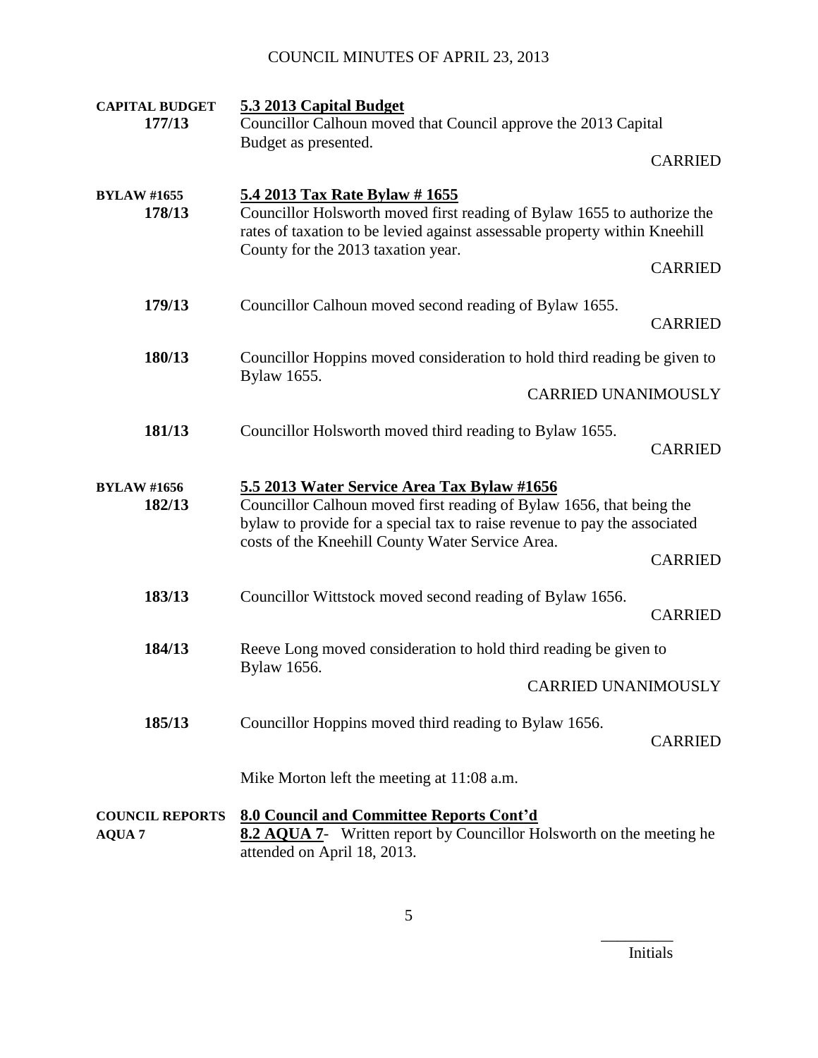**CAPITAL BUDGET**
**177/13**

**5.3 2013 Capital Budget**

Councillor Calhoun moved that Council approve the 2013 Capital Budget as presented.

CARRIED

**BYLAW #1655**
**178/13**

**5.4 2013 Tax Rate Bylaw # 1655**

Councillor Holsworth moved first reading of Bylaw 1655 to authorize the rates of taxation to be levied against assessable property within Kneehill County for the 2013 taxation year.

CARRIED

**179/13**

Councillor Calhoun moved second reading of Bylaw 1655.

CARRIED

**180/13**

Councillor Hoppins moved consideration to hold third reading be given to Bylaw 1655.

CARRIED UNANIMOUSLY

**181/13**

Councillor Holsworth moved third reading to Bylaw 1655.

CARRIED

**BYLAW #1656**
**182/13**

**5.5 2013 Water Service Area Tax Bylaw #1656**

Councillor Calhoun moved first reading of Bylaw 1656, that being the bylaw to provide for a special tax to raise revenue to pay the associated costs of the Kneehill County Water Service Area.

CARRIED

**183/13**

Councillor Wittstock moved second reading of Bylaw 1656.

CARRIED

**184/13**

Reeve Long moved consideration to hold third reading be given to Bylaw 1656.

CARRIED UNANIMOUSLY

**185/13**

Councillor Hoppins moved third reading to Bylaw 1656.

CARRIED

Mike Morton left the meeting at 11:08 a.m.

**COUNCIL REPORTS**
**AQUA 7**

**8.0 Council and Committee Reports Cont'd**

**8.2 AQUA 7**- Written report by Councillor Holsworth on the meeting he attended on April 18, 2013.

_________
Initials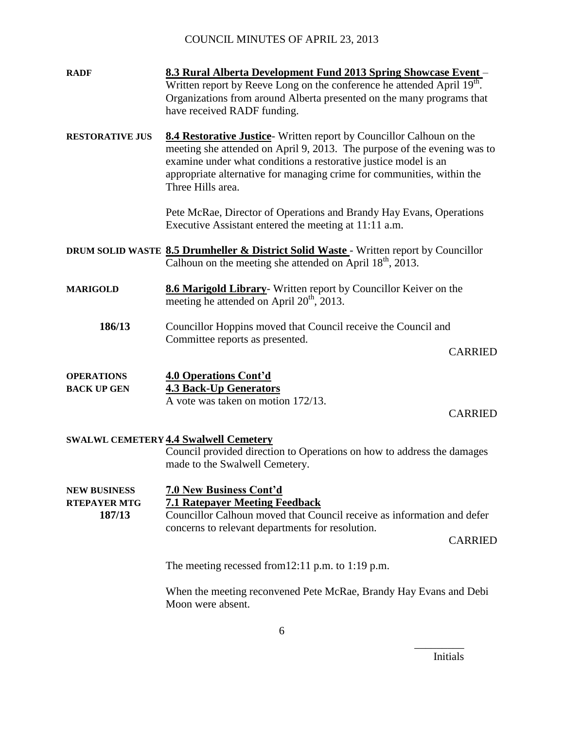**RADF** **8.3 Rural Alberta Development Fund 2013 Spring Showcase Event** – Written report by Reeve Long on the conference he attended April 19th. Organizations from around Alberta presented on the many programs that have received RADF funding.

**RESTORATIVE JUS** **8.4 Restorative Justice**- Written report by Councillor Calhoun on the meeting she attended on April 9, 2013. The purpose of the evening was to examine under what conditions a restorative justice model is an appropriate alternative for managing crime for communities, within the Three Hills area.

Pete McRae, Director of Operations and Brandy Hay Evans, Operations Executive Assistant entered the meeting at 11:11 a.m.

**DRUM SOLID WASTE** **8.5 Drumheller & District Solid Waste** - Written report by Councillor Calhoun on the meeting she attended on April 18th, 2013.

**MARIGOLD** **8.6 Marigold Library**- Written report by Councillor Keiver on the meeting he attended on April 20th, 2013.

**186/13** Councillor Hoppins moved that Council receive the Council and Committee reports as presented.

CARRIED

**OPERATIONS** **4.0 Operations Cont'd**

**BACK UP GEN** **4.3 Back-Up Generators**

A vote was taken on motion 172/13.

CARRIED

**SWALWL CEMETERY** **4.4 Swalwell Cemetery**

Council provided direction to Operations on how to address the damages made to the Swalwell Cemetery.

**NEW BUSINESS** **7.0 New Business Cont'd**

**RTEPAYER MTG** **7.1 Ratepayer Meeting Feedback**

**187/13** Councillor Calhoun moved that Council receive as information and defer concerns to relevant departments for resolution.

CARRIED

The meeting recessed from12:11 p.m. to 1:19 p.m.

When the meeting reconvened Pete McRae, Brandy Hay Evans and Debi Moon were absent.

_________
Initials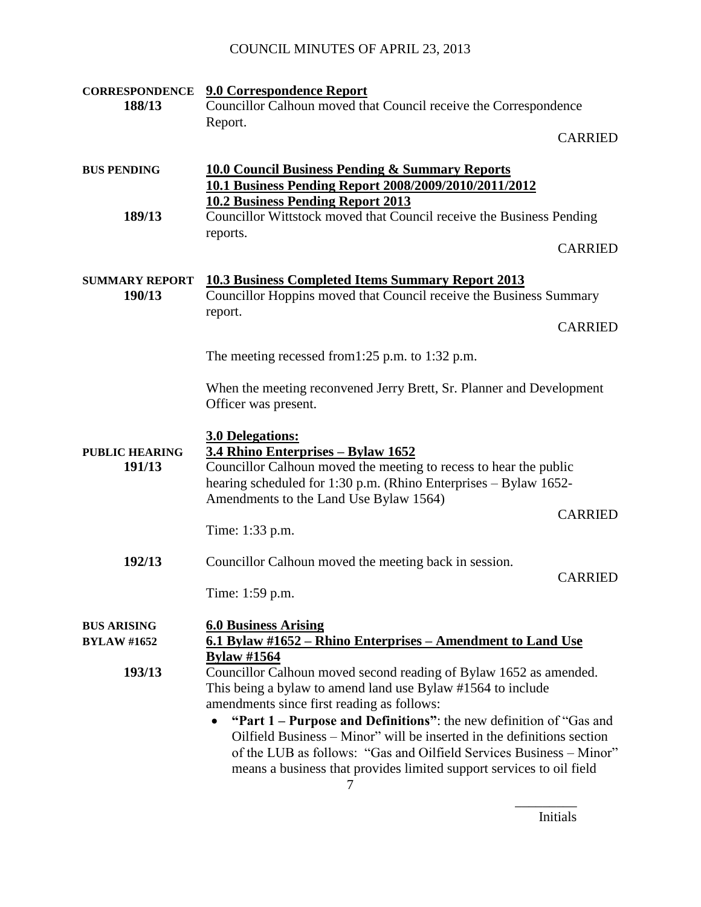**CORRESPONDENCE** **9.0 Correspondence Report**

**188/13** Councillor Calhoun moved that Council receive the Correspondence Report.

CARRIED

**BUS PENDING** **10.0 Council Business Pending & Summary Reports**

**10.1 Business Pending Report 2008/2009/2010/2011/2012**

**10.2 Business Pending Report 2013**

**189/13** Councillor Wittstock moved that Council receive the Business Pending reports.

CARRIED

**SUMMARY REPORT** **10.3 Business Completed Items Summary Report 2013**

**190/13** Councillor Hoppins moved that Council receive the Business Summary report.

CARRIED

The meeting recessed from1:25 p.m. to 1:32 p.m.

When the meeting reconvened Jerry Brett, Sr. Planner and Development Officer was present.

**3.0 Delegations:**

**PUBLIC HEARING** **3.4 Rhino Enterprises – Bylaw 1652**

**191/13** Councillor Calhoun moved the meeting to recess to hear the public hearing scheduled for 1:30 p.m. (Rhino Enterprises – Bylaw 1652- Amendments to the Land Use Bylaw 1564)

CARRIED

Time: 1:33 p.m.

**192/13** Councillor Calhoun moved the meeting back in session.

CARRIED

Time: 1:59 p.m.

**BUS ARISING** **6.0 Business Arising**

**BYLAW #1652** **6.1 Bylaw #1652 – Rhino Enterprises – Amendment to Land Use Bylaw #1564**

**193/13** Councillor Calhoun moved second reading of Bylaw 1652 as amended. This being a bylaw to amend land use Bylaw #1564 to include amendments since first reading as follows:

- **"Part 1 – Purpose and Definitions"**: the new definition of "Gas and Oilfield Business – Minor" will be inserted in the definitions section of the LUB as follows: "Gas and Oilfield Services Business – Minor" means a business that provides limited support services to oil field

Initials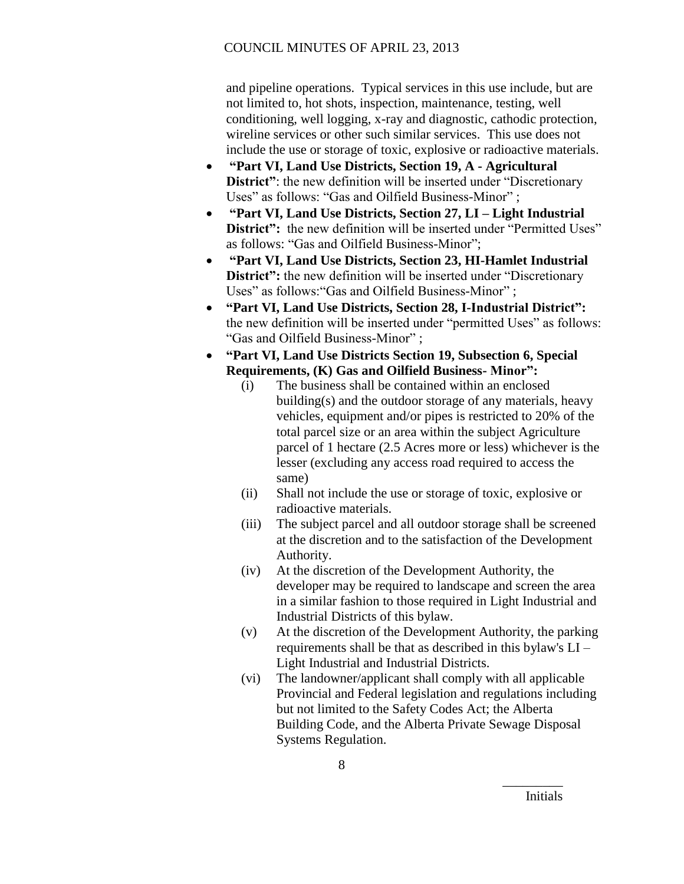and pipeline operations. Typical services in this use include, but are not limited to, hot shots, inspection, maintenance, testing, well conditioning, well logging, x-ray and diagnostic, cathodic protection, wireline services or other such similar services. This use does not include the use or storage of toxic, explosive or radioactive materials.

- **"Part VI, Land Use Districts, Section 19, A - Agricultural District"**: the new definition will be inserted under "Discretionary Uses" as follows: "Gas and Oilfield Business-Minor" ;
- **"Part VI, Land Use Districts, Section 27, LI – Light Industrial District":** the new definition will be inserted under "Permitted Uses" as follows: "Gas and Oilfield Business-Minor";
- **"Part VI, Land Use Districts, Section 23, HI-Hamlet Industrial District":** the new definition will be inserted under "Discretionary Uses" as follows:"Gas and Oilfield Business-Minor" ;
- **"Part VI, Land Use Districts, Section 28, I-Industrial District":** the new definition will be inserted under "permitted Uses" as follows: "Gas and Oilfield Business-Minor" ;
- **"Part VI, Land Use Districts Section 19, Subsection 6, Special Requirements, (K) Gas and Oilfield Business- Minor":**
  - (i) The business shall be contained within an enclosed building(s) and the outdoor storage of any materials, heavy vehicles, equipment and/or pipes is restricted to 20% of the total parcel size or an area within the subject Agriculture parcel of 1 hectare (2.5 Acres more or less) whichever is the lesser (excluding any access road required to access the same)
  - (ii) Shall not include the use or storage of toxic, explosive or radioactive materials.
  - (iii) The subject parcel and all outdoor storage shall be screened at the discretion and to the satisfaction of the Development Authority.
  - (iv) At the discretion of the Development Authority, the developer may be required to landscape and screen the area in a similar fashion to those required in Light Industrial and Industrial Districts of this bylaw.
  - (v) At the discretion of the Development Authority, the parking requirements shall be that as described in this bylaw's LI – Light Industrial and Industrial Districts.
  - (vi) The landowner/applicant shall comply with all applicable Provincial and Federal legislation and regulations including but not limited to the Safety Codes Act; the Alberta Building Code, and the Alberta Private Sewage Disposal Systems Regulation.

_________
Initials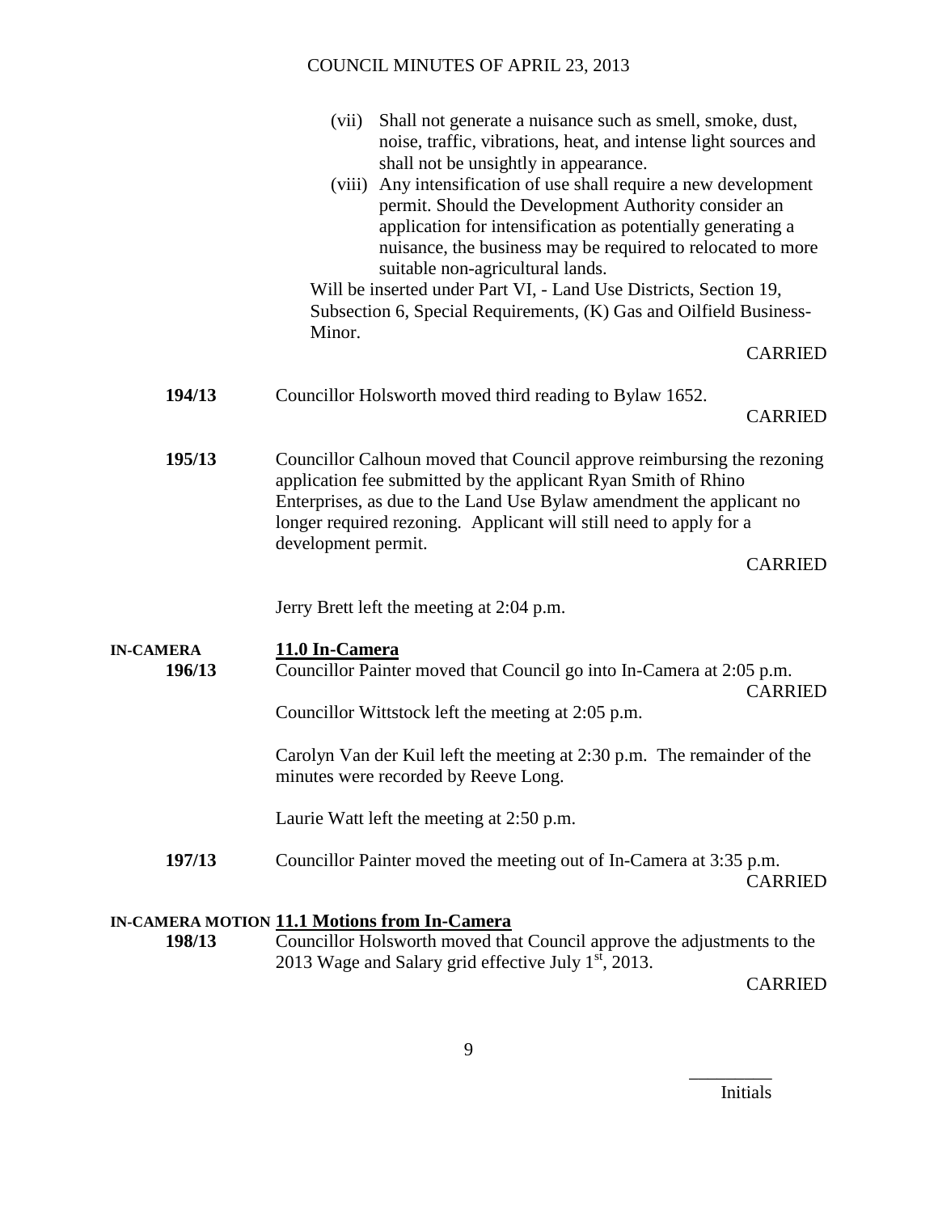(vii) Shall not generate a nuisance such as smell, smoke, dust, noise, traffic, vibrations, heat, and intense light sources and shall not be unsightly in appearance.

(viii) Any intensification of use shall require a new development permit. Should the Development Authority consider an application for intensification as potentially generating a nuisance, the business may be required to relocated to more suitable non-agricultural lands.

Will be inserted under Part VI, - Land Use Districts, Section 19, Subsection 6, Special Requirements, (K) Gas and Oilfield Business-Minor.

CARRIED

**194/13** Councillor Holsworth moved third reading to Bylaw 1652.

CARRIED

**195/13** Councillor Calhoun moved that Council approve reimbursing the rezoning application fee submitted by the applicant Ryan Smith of Rhino Enterprises, as due to the Land Use Bylaw amendment the applicant no longer required rezoning. Applicant will still need to apply for a development permit.

CARRIED

Jerry Brett left the meeting at 2:04 p.m.

**IN-CAMERA**

## 11.0 In-Camera

**196/13** Councillor Painter moved that Council go into In-Camera at 2:05 p.m.

CARRIED

Councillor Wittstock left the meeting at 2:05 p.m.

Carolyn Van der Kuil left the meeting at 2:30 p.m. The remainder of the minutes were recorded by Reeve Long.

Laurie Watt left the meeting at 2:50 p.m.

**197/13** Councillor Painter moved the meeting out of In-Camera at 3:35 p.m.

CARRIED

**IN-CAMERA MOTION**

## 11.1 Motions from In-Camera

**198/13** Councillor Holsworth moved that Council approve the adjustments to the 2013 Wage and Salary grid effective July 1st, 2013.

CARRIED

_________
Initials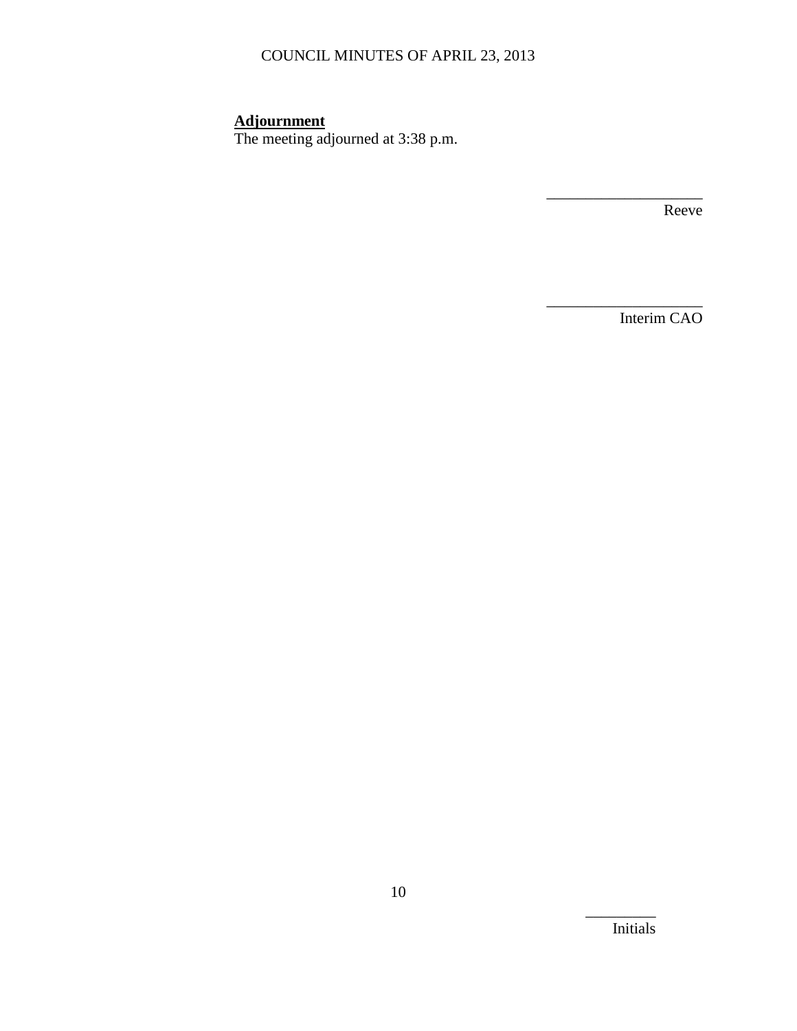**Adjournment**
The meeting adjourned at 3:38 p.m.

\_\_\_\_\_\_\_\_\_\_\_\_\_\_\_\_\_\_\_\_
Reeve

\_\_\_\_\_\_\_\_\_\_\_\_\_\_\_\_\_\_\_\_
Interim CAO

\_\_\_\_\_\_\_\_\_
Initials